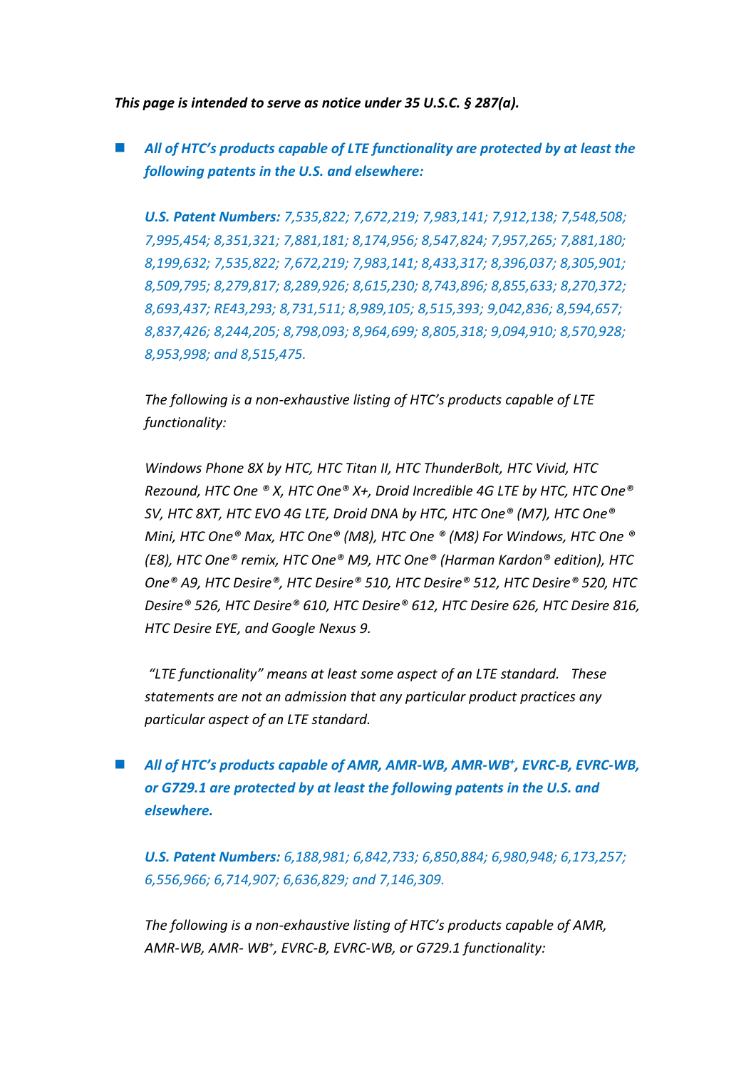***This page is intended to serve as notice under 35 U.S.C. § 287(a).***

- ***All of HTC's products capable of LTE functionality are protected by at least the following patents in the U.S. and elsewhere:***

  ***U.S. Patent Numbers:*** *7,535,822; 7,672,219; 7,983,141; 7,912,138; 7,548,508; 7,995,454; 8,351,321; 7,881,181; 8,174,956; 8,547,824; 7,957,265; 7,881,180; 8,199,632; 7,535,822; 7,672,219; 7,983,141; 8,433,317; 8,396,037; 8,305,901; 8,509,795; 8,279,817; 8,289,926; 8,615,230; 8,743,896; 8,855,633; 8,270,372; 8,693,437; RE43,293; 8,731,511; 8,989,105; 8,515,393; 9,042,836; 8,594,657; 8,837,426; 8,244,205; 8,798,093; 8,964,699; 8,805,318; 9,094,910; 8,570,928; 8,953,998; and 8,515,475.*

  *The following is a non-exhaustive listing of HTC's products capable of LTE functionality:*

  *Windows Phone 8X by HTC, HTC Titan II, HTC ThunderBolt, HTC Vivid, HTC Rezound, HTC One ® X, HTC One® X+, Droid Incredible 4G LTE by HTC, HTC One® SV, HTC 8XT, HTC EVO 4G LTE, Droid DNA by HTC, HTC One® (M7), HTC One® Mini, HTC One® Max, HTC One® (M8), HTC One ® (M8) For Windows, HTC One ® (E8), HTC One® remix, HTC One® M9, HTC One® (Harman Kardon® edition), HTC One® A9, HTC Desire®, HTC Desire® 510, HTC Desire® 512, HTC Desire® 520, HTC Desire® 526, HTC Desire® 610, HTC Desire® 612, HTC Desire 626, HTC Desire 816, HTC Desire EYE, and Google Nexus 9.*

  *"LTE functionality" means at least some aspect of an LTE standard. These statements are not an admission that any particular product practices any particular aspect of an LTE standard.*

- ***All of HTC's products capable of AMR, AMR-WB, AMR-WB+, EVRC-B, EVRC-WB, or G729.1 are protected by at least the following patents in the U.S. and elsewhere.***

  ***U.S. Patent Numbers:*** *6,188,981; 6,842,733; 6,850,884; 6,980,948; 6,173,257; 6,556,966; 6,714,907; 6,636,829; and 7,146,309.*

  *The following is a non-exhaustive listing of HTC's products capable of AMR, AMR-WB, AMR- WB+, EVRC-B, EVRC-WB, or G729.1 functionality:*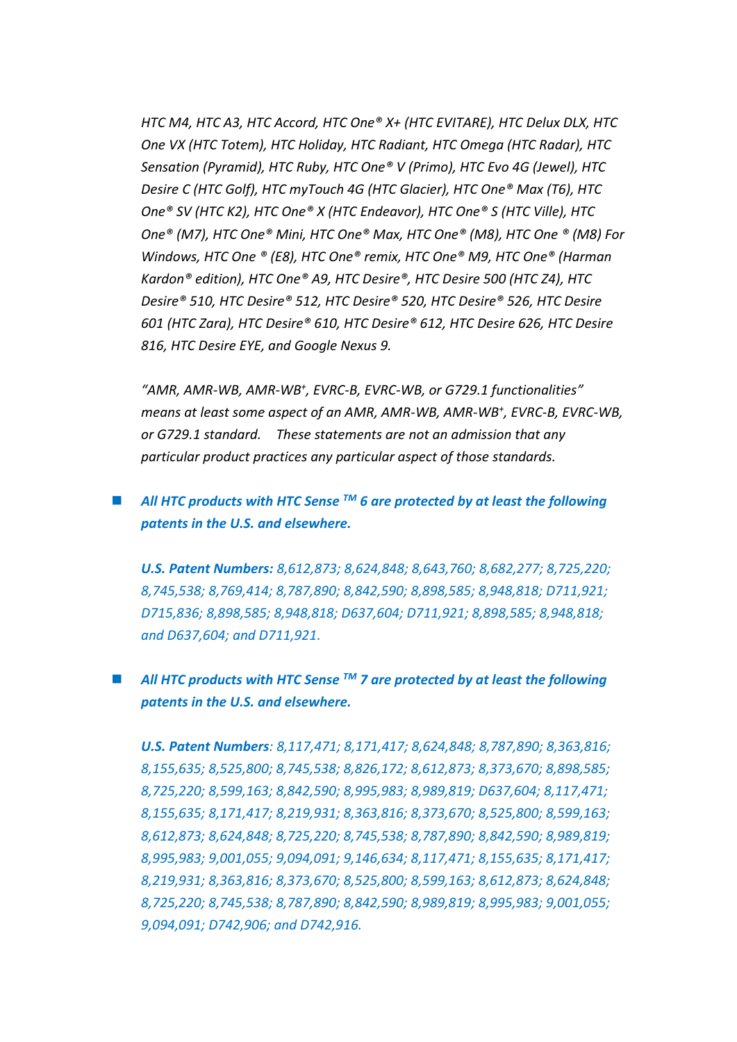*HTC M4, HTC A3, HTC Accord, HTC One® X+ (HTC EVITARE), HTC Delux DLX, HTC One VX (HTC Totem), HTC Holiday, HTC Radiant, HTC Omega (HTC Radar), HTC Sensation (Pyramid), HTC Ruby, HTC One® V (Primo), HTC Evo 4G (Jewel), HTC Desire C (HTC Golf), HTC myTouch 4G (HTC Glacier), HTC One® Max (T6), HTC One® SV (HTC K2), HTC One® X (HTC Endeavor), HTC One® S (HTC Ville), HTC One® (M7), HTC One® Mini, HTC One® Max, HTC One® (M8), HTC One ® (M8) For Windows, HTC One ® (E8), HTC One® remix, HTC One® M9, HTC One® (Harman Kardon® edition), HTC One® A9, HTC Desire®, HTC Desire 500 (HTC Z4), HTC Desire® 510, HTC Desire® 512, HTC Desire® 520, HTC Desire® 526, HTC Desire 601 (HTC Zara), HTC Desire® 610, HTC Desire® 612, HTC Desire 626, HTC Desire 816, HTC Desire EYE, and Google Nexus 9.*

*"AMR, AMR-WB, AMR-WB+, EVRC-B, EVRC-WB, or G729.1 functionalities" means at least some aspect of an AMR, AMR-WB, AMR-WB+, EVRC-B, EVRC-WB, or G729.1 standard. These statements are not an admission that any particular product practices any particular aspect of those standards.*

- ***All HTC products with HTC Sense TM 6 are protected by at least the following patents in the U.S. and elsewhere.***

  ***U.S. Patent Numbers:*** *8,612,873; 8,624,848; 8,643,760; 8,682,277; 8,725,220; 8,745,538; 8,769,414; 8,787,890; 8,842,590; 8,898,585; 8,948,818; D711,921; D715,836; 8,898,585; 8,948,818; D637,604; D711,921; 8,898,585; 8,948,818; and D637,604; and D711,921.*

- ***All HTC products with HTC Sense TM 7 are protected by at least the following patents in the U.S. and elsewhere.***

  ***U.S. Patent Numbers****: 8,117,471; 8,171,417; 8,624,848; 8,787,890; 8,363,816; 8,155,635; 8,525,800; 8,745,538; 8,826,172; 8,612,873; 8,373,670; 8,898,585; 8,725,220; 8,599,163; 8,842,590; 8,995,983; 8,989,819; D637,604; 8,117,471; 8,155,635; 8,171,417; 8,219,931; 8,363,816; 8,373,670; 8,525,800; 8,599,163; 8,612,873; 8,624,848; 8,725,220; 8,745,538; 8,787,890; 8,842,590; 8,989,819; 8,995,983; 9,001,055; 9,094,091; 9,146,634; 8,117,471; 8,155,635; 8,171,417; 8,219,931; 8,363,816; 8,373,670; 8,525,800; 8,599,163; 8,612,873; 8,624,848; 8,725,220; 8,745,538; 8,787,890; 8,842,590; 8,989,819; 8,995,983; 9,001,055; 9,094,091; D742,906; and D742,916.*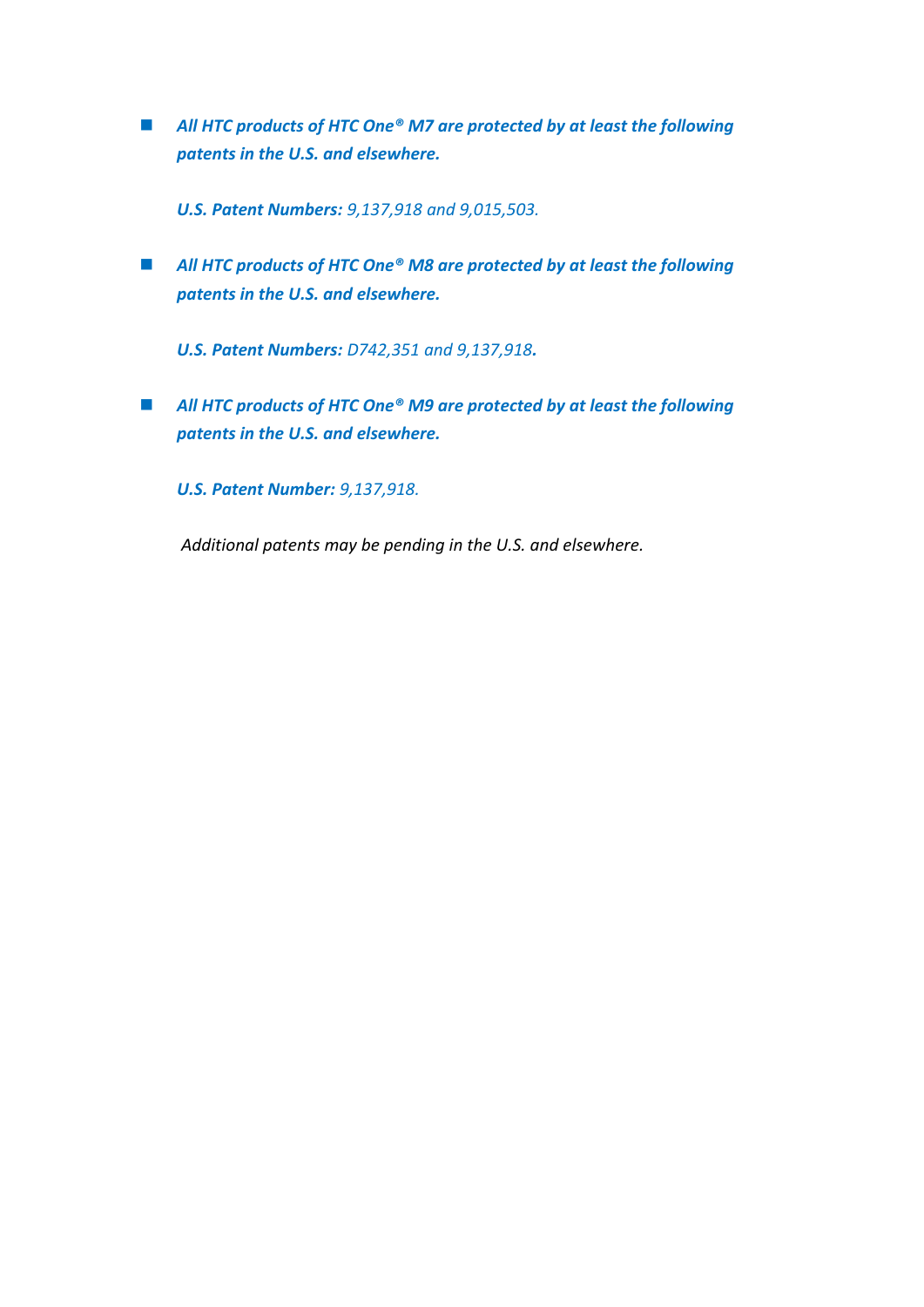- ***All HTC products of HTC One® M7 are protected by at least the following patents in the U.S. and elsewhere.***

  ***U.S. Patent Numbers:*** *9,137,918 and 9,015,503.*

- ***All HTC products of HTC One® M8 are protected by at least the following patents in the U.S. and elsewhere.***

  ***U.S. Patent Numbers:*** *D742,351 and 9,137,918.*

- ***All HTC products of HTC One® M9 are protected by at least the following patents in the U.S. and elsewhere.***

  ***U.S. Patent Number:*** *9,137,918.*

  *Additional patents may be pending in the U.S. and elsewhere.*